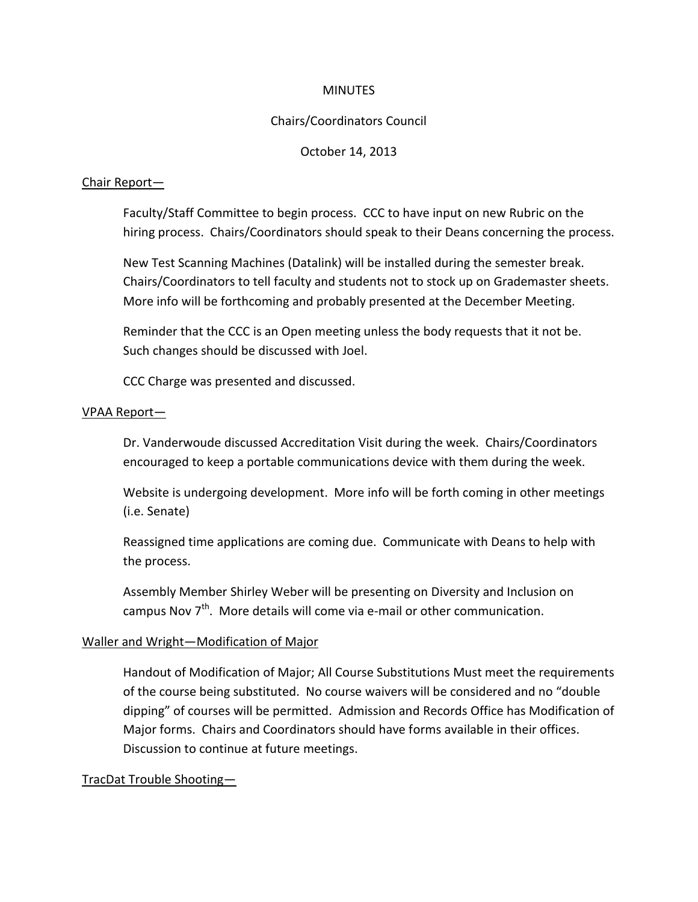MINUTES

Chairs/Coordinators Council

October 14, 2013

Chair Report—

Faculty/Staff Committee to begin process. CCC to have input on new Rubric on the hiring process. Chairs/Coordinators should speak to their Deans concerning the process.

New Test Scanning Machines (Datalink) will be installed during the semester break. Chairs/Coordinators to tell faculty and students not to stock up on Grademaster sheets. More info will be forthcoming and probably presented at the December Meeting.

Reminder that the CCC is an Open meeting unless the body requests that it not be. Such changes should be discussed with Joel.

CCC Charge was presented and discussed.

VPAA Report—

Dr. Vanderwoude discussed Accreditation Visit during the week. Chairs/Coordinators encouraged to keep a portable communications device with them during the week.

Website is undergoing development. More info will be forth coming in other meetings (i.e. Senate)

Reassigned time applications are coming due. Communicate with Deans to help with the process.

Assembly Member Shirley Weber will be presenting on Diversity and Inclusion on campus Nov 7th. More details will come via e-mail or other communication.

Waller and Wright—Modification of Major

Handout of Modification of Major; All Course Substitutions Must meet the requirements of the course being substituted. No course waivers will be considered and no "double dipping" of courses will be permitted. Admission and Records Office has Modification of Major forms. Chairs and Coordinators should have forms available in their offices. Discussion to continue at future meetings.

TracDat Trouble Shooting—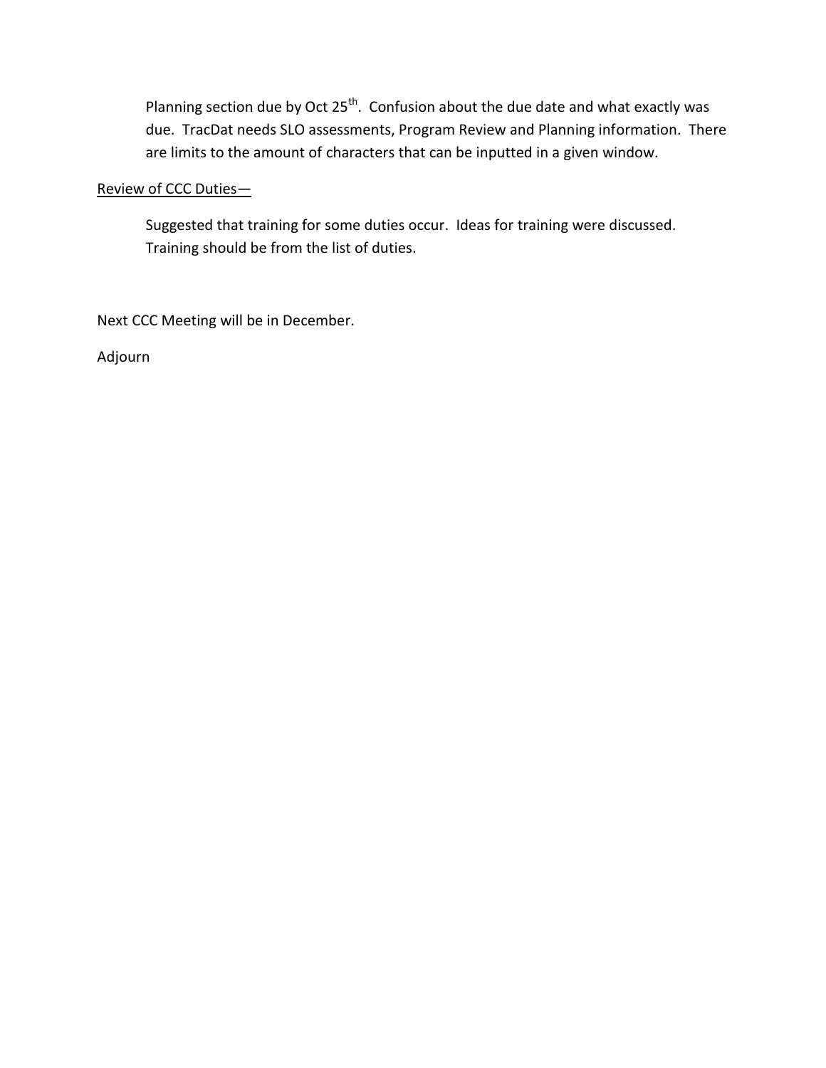Planning section due by Oct 25th. Confusion about the due date and what exactly was due. TracDat needs SLO assessments, Program Review and Planning information. There are limits to the amount of characters that can be inputted in a given window.

<u>Review of CCC Duties—</u>

Suggested that training for some duties occur. Ideas for training were discussed. Training should be from the list of duties.

Next CCC Meeting will be in December.

Adjourn